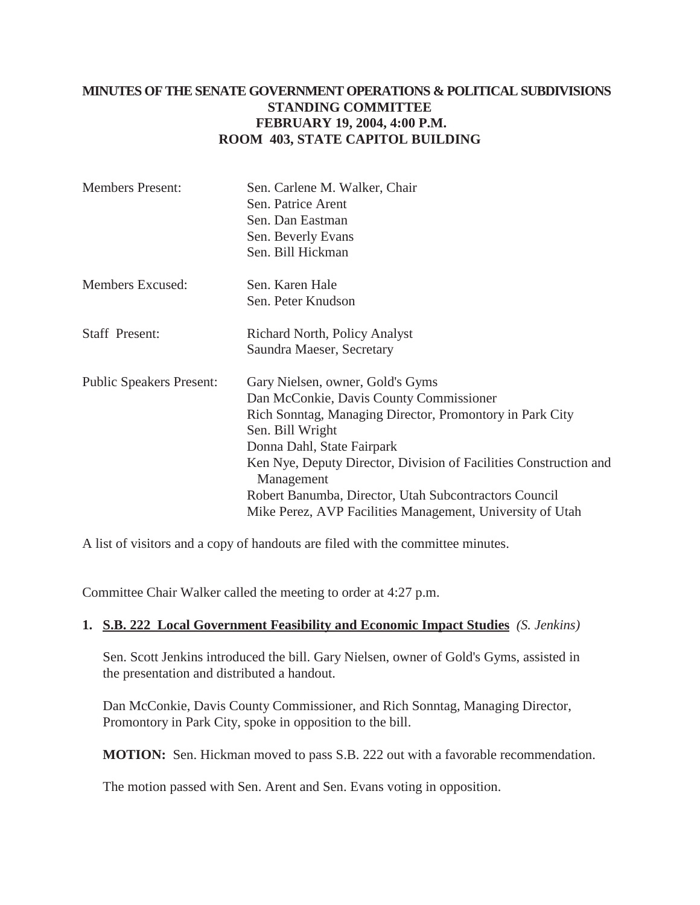# MINUTES OF THE SENATE GOVERNMENT OPERATIONS & POLITICAL SUBDIVISIONS STANDING COMMITTEE
## FEBRUARY 19, 2004, 4:00 P.M.
## ROOM 403, STATE CAPITOL BUILDING

| | |
|---|---|
| Members Present: | Sen. Carlene M. Walker, Chair<br>Sen. Patrice Arent<br>Sen. Dan Eastman<br>Sen. Beverly Evans<br>Sen. Bill Hickman |
| Members Excused: | Sen. Karen Hale<br>Sen. Peter Knudson |
| Staff Present: | Richard North, Policy Analyst<br>Saundra Maeser, Secretary |
| Public Speakers Present: | Gary Nielsen, owner, Gold's Gyms<br>Dan McConkie, Davis County Commissioner<br>Rich Sonntag, Managing Director, Promontory in Park City<br>Sen. Bill Wright<br>Donna Dahl, State Fairpark<br>Ken Nye, Deputy Director, Division of Facilities Construction and Management<br>Robert Banumba, Director, Utah Subcontractors Council<br>Mike Perez, AVP Facilities Management, University of Utah |

A list of visitors and a copy of handouts are filed with the committee minutes.

Committee Chair Walker called the meeting to order at 4:27 p.m.

**1. S.B. 222 Local Government Feasibility and Economic Impact Studies** *(S. Jenkins)*

Sen. Scott Jenkins introduced the bill. Gary Nielsen, owner of Gold's Gyms, assisted in the presentation and distributed a handout.

Dan McConkie, Davis County Commissioner, and Rich Sonntag, Managing Director, Promontory in Park City, spoke in opposition to the bill.

**MOTION:** Sen. Hickman moved to pass S.B. 222 out with a favorable recommendation.

The motion passed with Sen. Arent and Sen. Evans voting in opposition.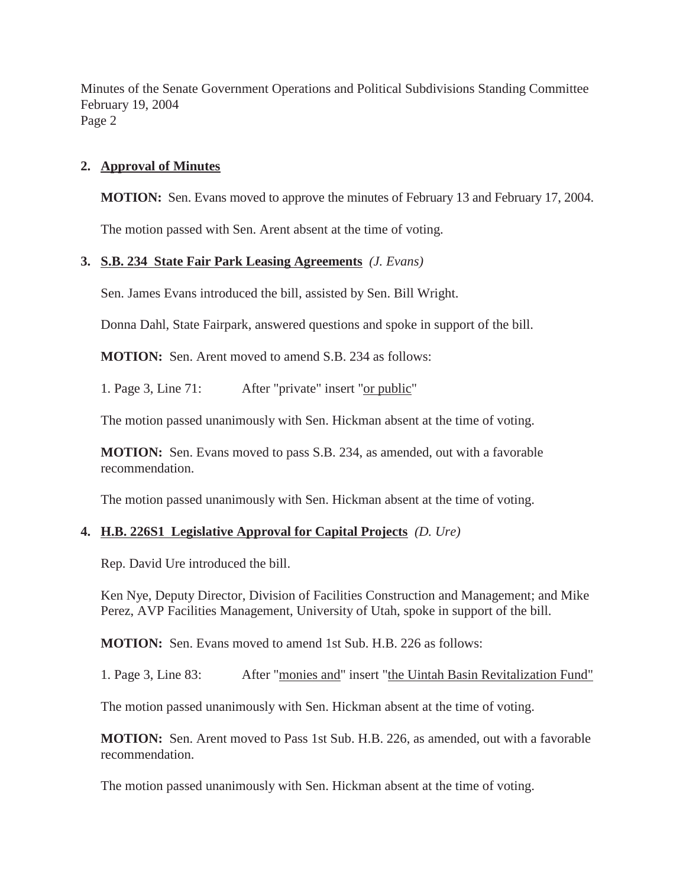**2. Approval of Minutes**

**MOTION:** Sen. Evans moved to approve the minutes of February 13 and February 17, 2004.

The motion passed with Sen. Arent absent at the time of voting.

**3. S.B. 234 State Fair Park Leasing Agreements** *(J. Evans)*

Sen. James Evans introduced the bill, assisted by Sen. Bill Wright.

Donna Dahl, State Fairpark, answered questions and spoke in support of the bill.

**MOTION:** Sen. Arent moved to amend S.B. 234 as follows:

1. Page 3, Line 71: After "private" insert "<u>or public</u>"

The motion passed unanimously with Sen. Hickman absent at the time of voting.

**MOTION:** Sen. Evans moved to pass S.B. 234, as amended, out with a favorable recommendation.

The motion passed unanimously with Sen. Hickman absent at the time of voting.

**4. H.B. 226S1 Legislative Approval for Capital Projects** *(D. Ure)*

Rep. David Ure introduced the bill.

Ken Nye, Deputy Director, Division of Facilities Construction and Management; and Mike Perez, AVP Facilities Management, University of Utah, spoke in support of the bill.

**MOTION:** Sen. Evans moved to amend 1st Sub. H.B. 226 as follows:

1. Page 3, Line 83: After "<u>monies and</u>" insert "<u>the Uintah Basin Revitalization Fund"</u>

The motion passed unanimously with Sen. Hickman absent at the time of voting.

**MOTION:** Sen. Arent moved to Pass 1st Sub. H.B. 226, as amended, out with a favorable recommendation.

The motion passed unanimously with Sen. Hickman absent at the time of voting.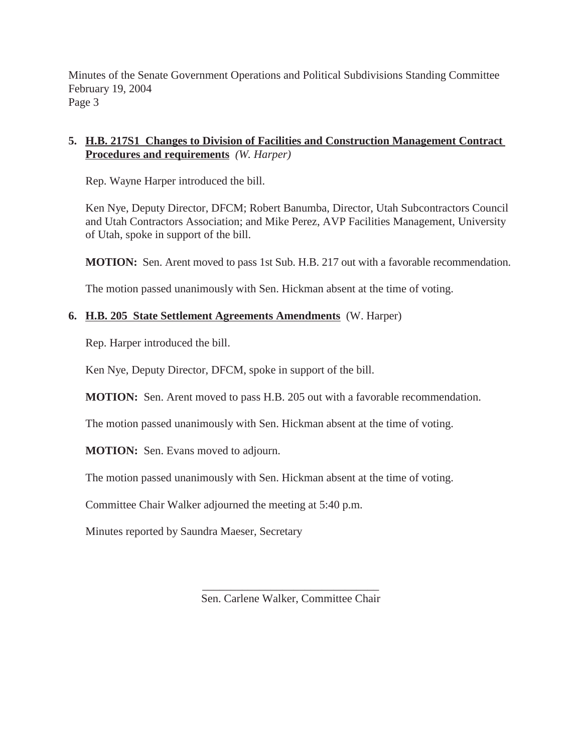5. **H.B. 217S1 Changes to Division of Facilities and Construction Management Contract Procedures and requirements** *(W. Harper)*

   Rep. Wayne Harper introduced the bill.

   Ken Nye, Deputy Director, DFCM; Robert Banumba, Director, Utah Subcontractors Council and Utah Contractors Association; and Mike Perez, AVP Facilities Management, University of Utah, spoke in support of the bill.

   **MOTION:** Sen. Arent moved to pass 1st Sub. H.B. 217 out with a favorable recommendation.

   The motion passed unanimously with Sen. Hickman absent at the time of voting.

6. **H.B. 205 State Settlement Agreements Amendments** (W. Harper)

   Rep. Harper introduced the bill.

   Ken Nye, Deputy Director, DFCM, spoke in support of the bill.

   **MOTION:** Sen. Arent moved to pass H.B. 205 out with a favorable recommendation.

   The motion passed unanimously with Sen. Hickman absent at the time of voting.

   **MOTION:** Sen. Evans moved to adjourn.

   The motion passed unanimously with Sen. Hickman absent at the time of voting.

   Committee Chair Walker adjourned the meeting at 5:40 p.m.

   Minutes reported by Saundra Maeser, Secretary

_______________________________
Sen. Carlene Walker, Committee Chair